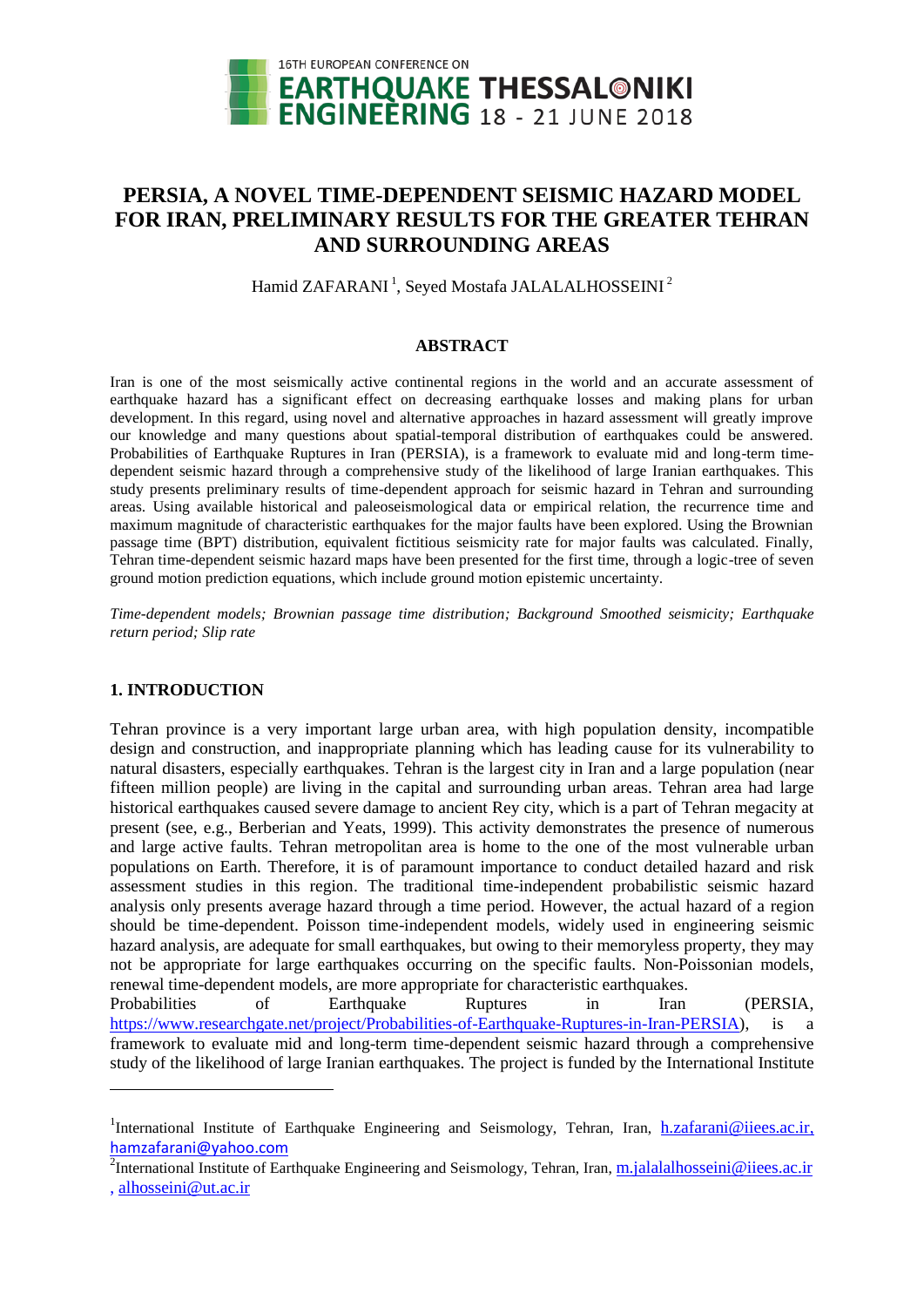# PERSIA, A NOVEL TIME-DEPENDENT SEISMIC HAZARD MODEL FOR IRAN, PRELIMINARY RESULTS FOR THE GREATER TEHRAN AND SURROUNDING AREAS

Hamid ZAFARANI [1], Seyed Mostafa JALALALHOSSEINI [2]

## ABSTRACT

Iran is one of the most seismically active continental regions in the world and an accurate assessment of earthquake hazard has a significant effect on decreasing earthquake losses and making plans for urban development. In this regard, using novel and alternative approaches in hazard assessment will greatly improve our knowledge and many questions about spatial-temporal distribution of earthquakes could be answered. Probabilities of Earthquake Ruptures in Iran (PERSIA), is a framework to evaluate mid and long-term time-dependent seismic hazard through a comprehensive study of the likelihood of large Iranian earthquakes. This study presents preliminary results of time-dependent approach for seismic hazard in Tehran and surrounding areas. Using available historical and paleoseismological data or empirical relation, the recurrence time and maximum magnitude of characteristic earthquakes for the major faults have been explored. Using the Brownian passage time (BPT) distribution, equivalent fictitious seismicity rate for major faults was calculated. Finally, Tehran time-dependent seismic hazard maps have been presented for the first time, through a logic-tree of seven ground motion prediction equations, which include ground motion epistemic uncertainty.

*Time-dependent models; Brownian passage time distribution; Background Smoothed seismicity; Earthquake return period; Slip rate*

## 1. INTRODUCTION

Tehran province is a very important large urban area, with high population density, incompatible design and construction, and inappropriate planning which has leading cause for its vulnerability to natural disasters, especially earthquakes. Tehran is the largest city in Iran and a large population (near fifteen million people) are living in the capital and surrounding urban areas. Tehran area had large historical earthquakes caused severe damage to ancient Rey city, which is a part of Tehran megacity at present (see, e.g., Berberian and Yeats, 1999). This activity demonstrates the presence of numerous and large active faults. Tehran metropolitan area is home to the one of the most vulnerable urban populations on Earth. Therefore, it is of paramount importance to conduct detailed hazard and risk assessment studies in this region. The traditional time-independent probabilistic seismic hazard analysis only presents average hazard through a time period. However, the actual hazard of a region should be time-dependent. Poisson time-independent models, widely used in engineering seismic hazard analysis, are adequate for small earthquakes, but owing to their memoryless property, they may not be appropriate for large earthquakes occurring on the specific faults. Non-Poissonian models, renewal time-dependent models, are more appropriate for characteristic earthquakes.

Probabilities of Earthquake Ruptures in Iran (PERSIA, https://www.researchgate.net/project/Probabilities-of-Earthquake-Ruptures-in-Iran-PERSIA), is a framework to evaluate mid and long-term time-dependent seismic hazard through a comprehensive study of the likelihood of large Iranian earthquakes. The project is funded by the International Institute

---

[1] International Institute of Earthquake Engineering and Seismology, Tehran, Iran, h.zafarani@iiees.ac.ir, hamzafarani@yahoo.com

[2] International Institute of Earthquake Engineering and Seismology, Tehran, Iran, m.jalalalhosseini@iiees.ac.ir , alhosseini@ut.ac.ir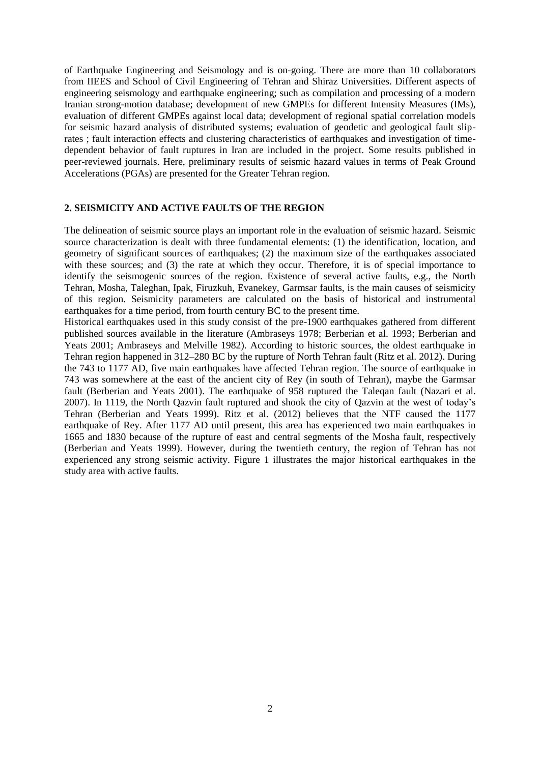of Earthquake Engineering and Seismology and is on-going. There are more than 10 collaborators from IIEES and School of Civil Engineering of Tehran and Shiraz Universities. Different aspects of engineering seismology and earthquake engineering; such as compilation and processing of a modern Iranian strong-motion database; development of new GMPEs for different Intensity Measures (IMs), evaluation of different GMPEs against local data; development of regional spatial correlation models for seismic hazard analysis of distributed systems; evaluation of geodetic and geological fault slip-rates ; fault interaction effects and clustering characteristics of earthquakes and investigation of time-dependent behavior of fault ruptures in Iran are included in the project. Some results published in peer-reviewed journals. Here, preliminary results of seismic hazard values in terms of Peak Ground Accelerations (PGAs) are presented for the Greater Tehran region.

## 2. SEISMICITY AND ACTIVE FAULTS OF THE REGION

The delineation of seismic source plays an important role in the evaluation of seismic hazard. Seismic source characterization is dealt with three fundamental elements: (1) the identification, location, and geometry of significant sources of earthquakes; (2) the maximum size of the earthquakes associated with these sources; and (3) the rate at which they occur. Therefore, it is of special importance to identify the seismogenic sources of the region. Existence of several active faults, e.g., the North Tehran, Mosha, Taleghan, Ipak, Firuzkuh, Evanekey, Garmsar faults, is the main causes of seismicity of this region. Seismicity parameters are calculated on the basis of historical and instrumental earthquakes for a time period, from fourth century BC to the present time.

Historical earthquakes used in this study consist of the pre-1900 earthquakes gathered from different published sources available in the literature (Ambraseys 1978; Berberian et al. 1993; Berberian and Yeats 2001; Ambraseys and Melville 1982). According to historic sources, the oldest earthquake in Tehran region happened in 312–280 BC by the rupture of North Tehran fault (Ritz et al. 2012). During the 743 to 1177 AD, five main earthquakes have affected Tehran region. The source of earthquake in 743 was somewhere at the east of the ancient city of Rey (in south of Tehran), maybe the Garmsar fault (Berberian and Yeats 2001). The earthquake of 958 ruptured the Taleqan fault (Nazari et al. 2007). In 1119, the North Qazvin fault ruptured and shook the city of Qazvin at the west of today's Tehran (Berberian and Yeats 1999). Ritz et al. (2012) believes that the NTF caused the 1177 earthquake of Rey. After 1177 AD until present, this area has experienced two main earthquakes in 1665 and 1830 because of the rupture of east and central segments of the Mosha fault, respectively (Berberian and Yeats 1999). However, during the twentieth century, the region of Tehran has not experienced any strong seismic activity. Figure 1 illustrates the major historical earthquakes in the study area with active faults.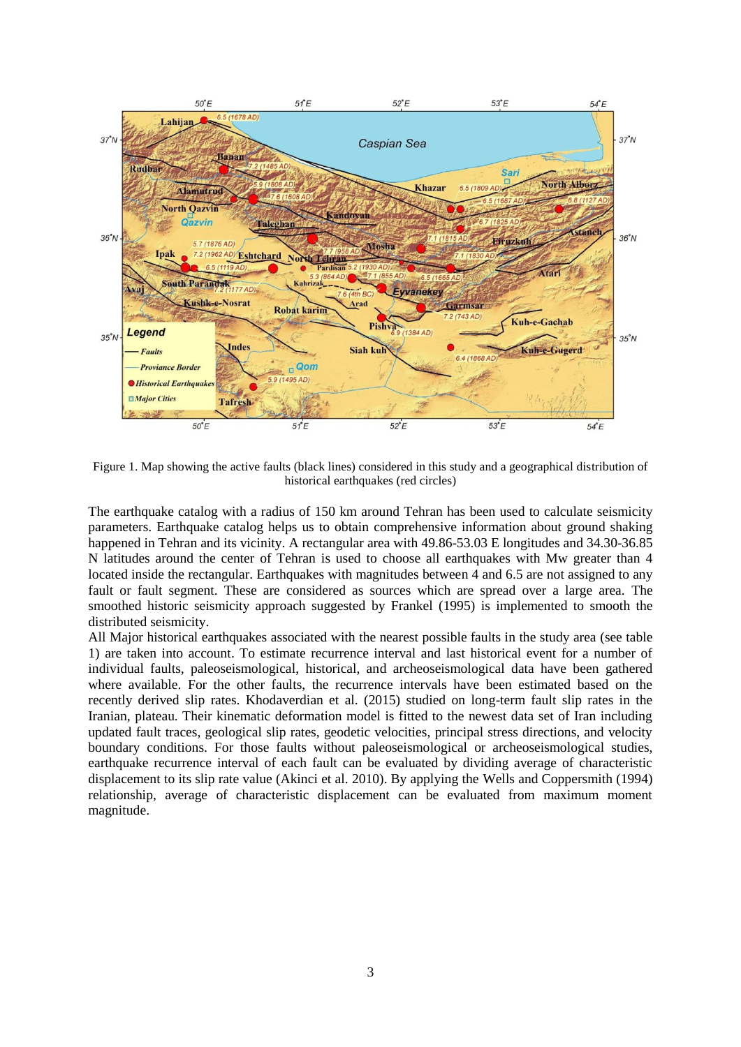Figure 1. Map showing the active faults (black lines) considered in this study and a geographical distribution of historical earthquakes (red circles)

The earthquake catalog with a radius of 150 km around Tehran has been used to calculate seismicity parameters. Earthquake catalog helps us to obtain comprehensive information about ground shaking happened in Tehran and its vicinity. A rectangular area with 49.86-53.03 E longitudes and 34.30-36.85 N latitudes around the center of Tehran is used to choose all earthquakes with Mw greater than 4 located inside the rectangular. Earthquakes with magnitudes between 4 and 6.5 are not assigned to any fault or fault segment. These are considered as sources which are spread over a large area. The smoothed historic seismicity approach suggested by Frankel (1995) is implemented to smooth the distributed seismicity.

All Major historical earthquakes associated with the nearest possible faults in the study area (see table 1) are taken into account. To estimate recurrence interval and last historical event for a number of individual faults, paleoseismological, historical, and archeoseismological data have been gathered where available. For the other faults, the recurrence intervals have been estimated based on the recently derived slip rates. Khodaverdian et al. (2015) studied on long-term fault slip rates in the Iranian, plateau. Their kinematic deformation model is fitted to the newest data set of Iran including updated fault traces, geological slip rates, geodetic velocities, principal stress directions, and velocity boundary conditions. For those faults without paleoseismological or archeoseismological studies, earthquake recurrence interval of each fault can be evaluated by dividing average of characteristic displacement to its slip rate value (Akinci et al. 2010). By applying the Wells and Coppersmith (1994) relationship, average of characteristic displacement can be evaluated from maximum moment magnitude.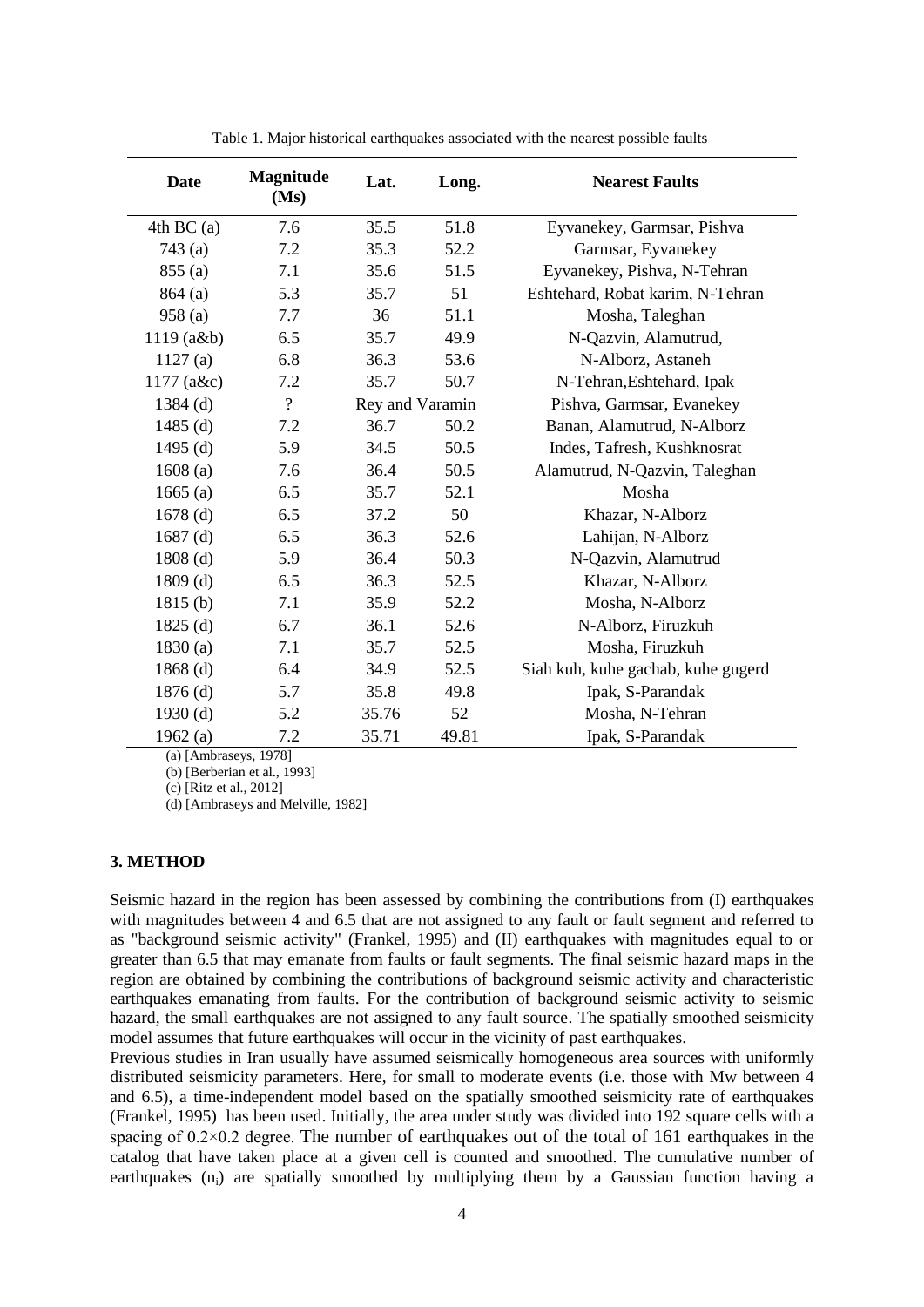Table 1. Major historical earthquakes associated with the nearest possible faults

| Date | Magnitude (Ms) | Lat. | Long. | Nearest Faults |
|---|---|---|---|---|
| 4th BC (a) | 7.6 | 35.5 | 51.8 | Eyvanekey, Garmsar, Pishva |
| 743 (a) | 7.2 | 35.3 | 52.2 | Garmsar, Eyvanekey |
| 855 (a) | 7.1 | 35.6 | 51.5 | Eyvanekey, Pishva, N-Tehran |
| 864 (a) | 5.3 | 35.7 | 51 | Eshtehard, Robat karim, N-Tehran |
| 958 (a) | 7.7 | 36 | 51.1 | Mosha, Taleghan |
| 1119 (a&b) | 6.5 | 35.7 | 49.9 | N-Qazvin, Alamutrud, |
| 1127 (a) | 6.8 | 36.3 | 53.6 | N-Alborz, Astaneh |
| 1177 (a&c) | 7.2 | 35.7 | 50.7 | N-Tehran,Eshtehard, Ipak |
| 1384 (d) | ? | Rey and Varamin | | Pishva, Garmsar, Evanekey |
| 1485 (d) | 7.2 | 36.7 | 50.2 | Banan, Alamutrud, N-Alborz |
| 1495 (d) | 5.9 | 34.5 | 50.5 | Indes, Tafresh, Kushknosrat |
| 1608 (a) | 7.6 | 36.4 | 50.5 | Alamutrud, N-Qazvin, Taleghan |
| 1665 (a) | 6.5 | 35.7 | 52.1 | Mosha |
| 1678 (d) | 6.5 | 37.2 | 50 | Khazar, N-Alborz |
| 1687 (d) | 6.5 | 36.3 | 52.6 | Lahijan, N-Alborz |
| 1808 (d) | 5.9 | 36.4 | 50.3 | N-Qazvin, Alamutrud |
| 1809 (d) | 6.5 | 36.3 | 52.5 | Khazar, N-Alborz |
| 1815 (b) | 7.1 | 35.9 | 52.2 | Mosha, N-Alborz |
| 1825 (d) | 6.7 | 36.1 | 52.6 | N-Alborz, Firuzkuh |
| 1830 (a) | 7.1 | 35.7 | 52.5 | Mosha, Firuzkuh |
| 1868 (d) | 6.4 | 34.9 | 52.5 | Siah kuh, kuhe gachab, kuhe gugerd |
| 1876 (d) | 5.7 | 35.8 | 49.8 | Ipak, S-Parandak |
| 1930 (d) | 5.2 | 35.76 | 52 | Mosha, N-Tehran |
| 1962 (a) | 7.2 | 35.71 | 49.81 | Ipak, S-Parandak |

(a) [Ambraseys, 1978]
(b) [Berberian et al., 1993]
(c) [Ritz et al., 2012]
(d) [Ambraseys and Melville, 1982]

### 3. METHOD

Seismic hazard in the region has been assessed by combining the contributions from (I) earthquakes with magnitudes between 4 and 6.5 that are not assigned to any fault or fault segment and referred to as "background seismic activity" (Frankel, 1995) and (II) earthquakes with magnitudes equal to or greater than 6.5 that may emanate from faults or fault segments. The final seismic hazard maps in the region are obtained by combining the contributions of background seismic activity and characteristic earthquakes emanating from faults. For the contribution of background seismic activity to seismic hazard, the small earthquakes are not assigned to any fault source. The spatially smoothed seismicity model assumes that future earthquakes will occur in the vicinity of past earthquakes.

Previous studies in Iran usually have assumed seismically homogeneous area sources with uniformly distributed seismicity parameters. Here, for small to moderate events (i.e. those with Mw between 4 and 6.5), a time-independent model based on the spatially smoothed seismicity rate of earthquakes (Frankel, 1995) has been used. Initially, the area under study was divided into 192 square cells with a spacing of 0.2×0.2 degree. The number of earthquakes out of the total of 161 earthquakes in the catalog that have taken place at a given cell is counted and smoothed. The cumulative number of earthquakes ($n_i$) are spatially smoothed by multiplying them by a Gaussian function having a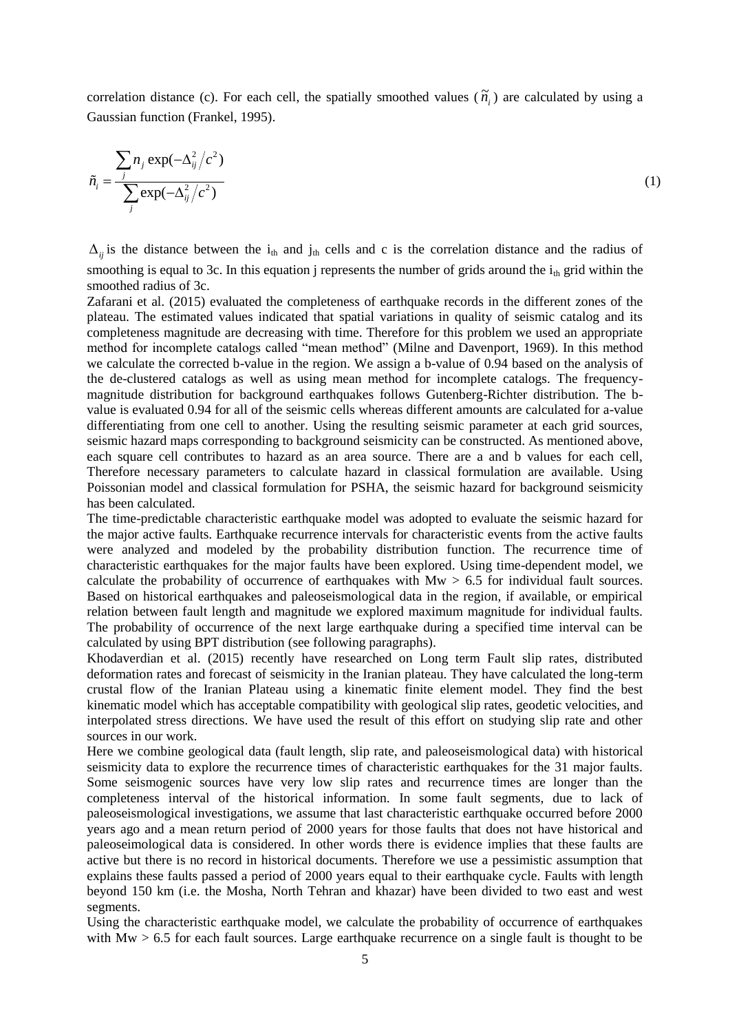correlation distance (c). For each cell, the spatially smoothed values ($\tilde{n}_i$) are calculated by using a Gaussian function (Frankel, 1995).

$$\tilde{n}_i = \frac{\sum_j n_j \exp(-\Delta_{ij}^2 / c^2)}{\sum_j \exp(-\Delta_{ij}^2 / c^2)} \tag{1}$$

$\Delta_{ij}$ is the distance between the $i_{th}$ and $j_{th}$ cells and c is the correlation distance and the radius of smoothing is equal to 3c. In this equation j represents the number of grids around the $i_{th}$ grid within the smoothed radius of 3c.

Zafarani et al. (2015) evaluated the completeness of earthquake records in the different zones of the plateau. The estimated values indicated that spatial variations in quality of seismic catalog and its completeness magnitude are decreasing with time. Therefore for this problem we used an appropriate method for incomplete catalogs called "mean method" (Milne and Davenport, 1969). In this method we calculate the corrected b-value in the region. We assign a b-value of 0.94 based on the analysis of the de-clustered catalogs as well as using mean method for incomplete catalogs. The frequency-magnitude distribution for background earthquakes follows Gutenberg-Richter distribution. The b-value is evaluated 0.94 for all of the seismic cells whereas different amounts are calculated for a-value differentiating from one cell to another. Using the resulting seismic parameter at each grid sources, seismic hazard maps corresponding to background seismicity can be constructed. As mentioned above, each square cell contributes to hazard as an area source. There are a and b values for each cell, Therefore necessary parameters to calculate hazard in classical formulation are available. Using Poissonian model and classical formulation for PSHA, the seismic hazard for background seismicity has been calculated.

The time-predictable characteristic earthquake model was adopted to evaluate the seismic hazard for the major active faults. Earthquake recurrence intervals for characteristic events from the active faults were analyzed and modeled by the probability distribution function. The recurrence time of characteristic earthquakes for the major faults have been explored. Using time-dependent model, we calculate the probability of occurrence of earthquakes with Mw > 6.5 for individual fault sources. Based on historical earthquakes and paleoseismological data in the region, if available, or empirical relation between fault length and magnitude we explored maximum magnitude for individual faults. The probability of occurrence of the next large earthquake during a specified time interval can be calculated by using BPT distribution (see following paragraphs).

Khodaverdian et al. (2015) recently have researched on Long term Fault slip rates, distributed deformation rates and forecast of seismicity in the Iranian plateau. They have calculated the long-term crustal flow of the Iranian Plateau using a kinematic finite element model. They find the best kinematic model which has acceptable compatibility with geological slip rates, geodetic velocities, and interpolated stress directions. We have used the result of this effort on studying slip rate and other sources in our work.

Here we combine geological data (fault length, slip rate, and paleoseismological data) with historical seismicity data to explore the recurrence times of characteristic earthquakes for the 31 major faults. Some seismogenic sources have very low slip rates and recurrence times are longer than the completeness interval of the historical information. In some fault segments, due to lack of paleoseismological investigations, we assume that last characteristic earthquake occurred before 2000 years ago and a mean return period of 2000 years for those faults that does not have historical and paleoseimological data is considered. In other words there is evidence implies that these faults are active but there is no record in historical documents. Therefore we use a pessimistic assumption that explains these faults passed a period of 2000 years equal to their earthquake cycle. Faults with length beyond 150 km (i.e. the Mosha, North Tehran and khazar) have been divided to two east and west segments.

Using the characteristic earthquake model, we calculate the probability of occurrence of earthquakes with Mw > 6.5 for each fault sources. Large earthquake recurrence on a single fault is thought to be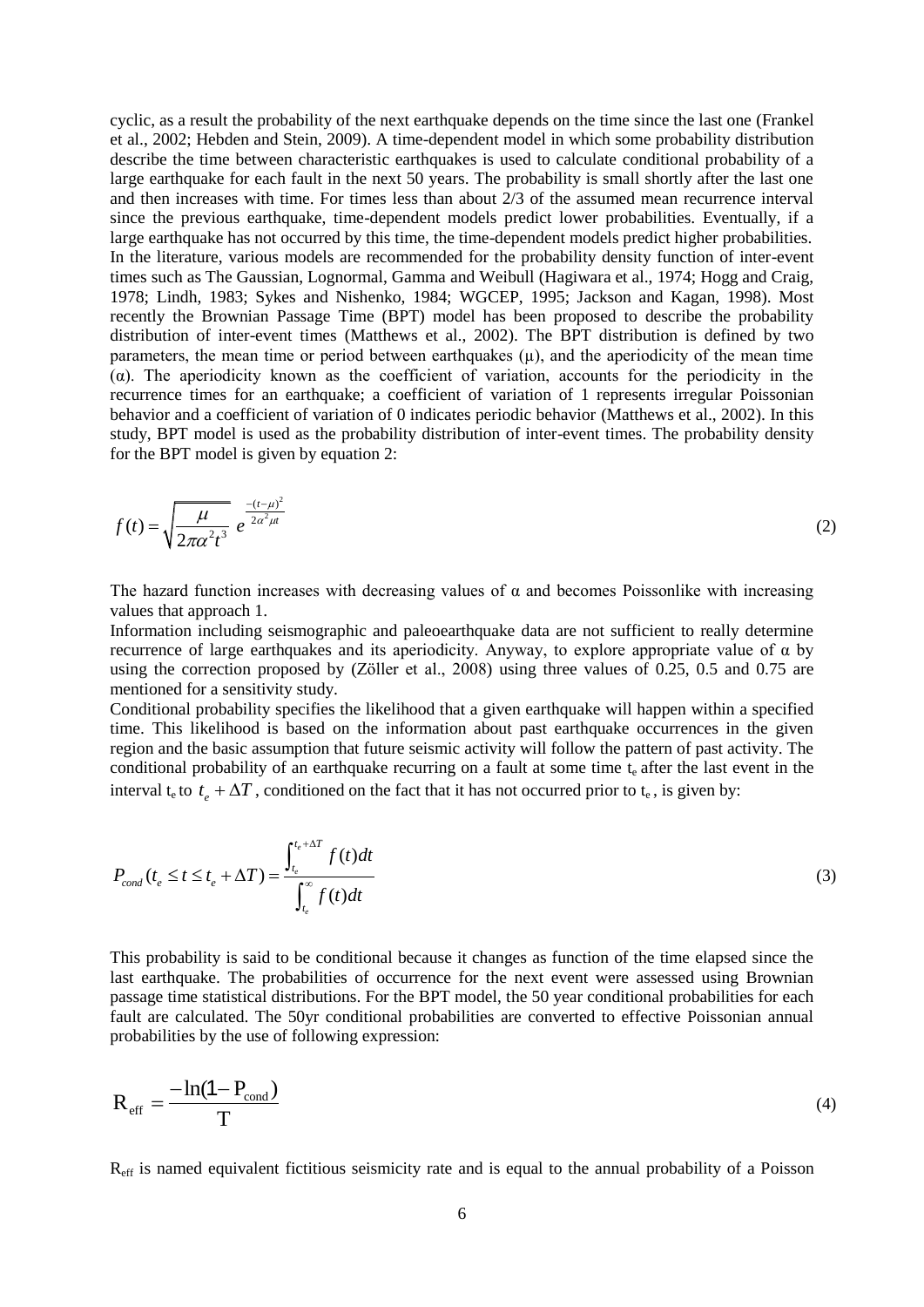cyclic, as a result the probability of the next earthquake depends on the time since the last one (Frankel et al., 2002; Hebden and Stein, 2009). A time-dependent model in which some probability distribution describe the time between characteristic earthquakes is used to calculate conditional probability of a large earthquake for each fault in the next 50 years. The probability is small shortly after the last one and then increases with time. For times less than about 2/3 of the assumed mean recurrence interval since the previous earthquake, time-dependent models predict lower probabilities. Eventually, if a large earthquake has not occurred by this time, the time-dependent models predict higher probabilities. In the literature, various models are recommended for the probability density function of inter-event times such as The Gaussian, Lognormal, Gamma and Weibull (Hagiwara et al., 1974; Hogg and Craig, 1978; Lindh, 1983; Sykes and Nishenko, 1984; WGCEP, 1995; Jackson and Kagan, 1998). Most recently the Brownian Passage Time (BPT) model has been proposed to describe the probability distribution of inter-event times (Matthews et al., 2002). The BPT distribution is defined by two parameters, the mean time or period between earthquakes ($\mu$), and the aperiodicity of the mean time ($\alpha$). The aperiodicity known as the coefficient of variation, accounts for the periodicity in the recurrence times for an earthquake; a coefficient of variation of 1 represents irregular Poissonian behavior and a coefficient of variation of 0 indicates periodic behavior (Matthews et al., 2002). In this study, BPT model is used as the probability distribution of inter-event times. The probability density for the BPT model is given by equation 2:

$$f(t) = \sqrt{\frac{\mu}{2\pi\alpha^2 t^3}}\, e^{\frac{-(t-\mu)^2}{2\alpha^2 \mu t}} \tag{2}$$

The hazard function increases with decreasing values of $\alpha$ and becomes Poissonlike with increasing values that approach 1.

Information including seismographic and paleoearthquake data are not sufficient to really determine recurrence of large earthquakes and its aperiodicity. Anyway, to explore appropriate value of $\alpha$ by using the correction proposed by (Zöller et al., 2008) using three values of 0.25, 0.5 and 0.75 are mentioned for a sensitivity study.

Conditional probability specifies the likelihood that a given earthquake will happen within a specified time. This likelihood is based on the information about past earthquake occurrences in the given region and the basic assumption that future seismic activity will follow the pattern of past activity. The conditional probability of an earthquake recurring on a fault at some time $t_e$ after the last event in the interval $t_e$ to $t_e + \Delta T$, conditioned on the fact that it has not occurred prior to $t_e$, is given by:

$$P_{cond}(t_e \le t \le t_e + \Delta T) = \frac{\int_{t_e}^{t_e+\Delta T} f(t)dt}{\int_{t_e}^{\infty} f(t)dt} \tag{3}$$

This probability is said to be conditional because it changes as function of the time elapsed since the last earthquake. The probabilities of occurrence for the next event were assessed using Brownian passage time statistical distributions. For the BPT model, the 50 year conditional probabilities for each fault are calculated. The 50yr conditional probabilities are converted to effective Poissonian annual probabilities by the use of following expression:

$$\mathrm{R_{eff}} = \frac{-\ln(1-\mathrm{P_{cond}})}{\mathrm{T}} \tag{4}$$

$R_{eff}$ is named equivalent fictitious seismicity rate and is equal to the annual probability of a Poisson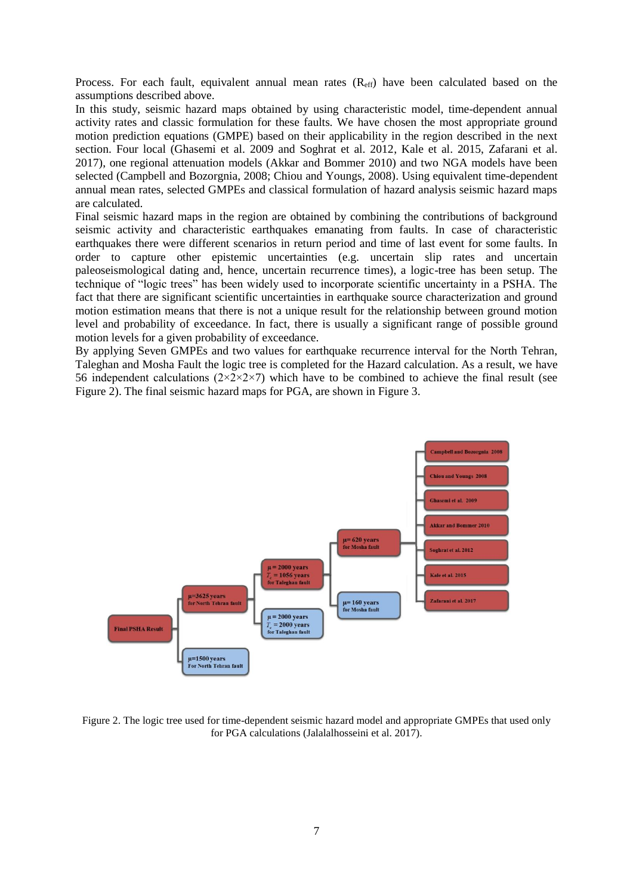Process. For each fault, equivalent annual mean rates ($R_{eff}$) have been calculated based on the assumptions described above.

In this study, seismic hazard maps obtained by using characteristic model, time-dependent annual activity rates and classic formulation for these faults. We have chosen the most appropriate ground motion prediction equations (GMPE) based on their applicability in the region described in the next section. Four local (Ghasemi et al. 2009 and Soghrat et al. 2012, Kale et al. 2015, Zafarani et al. 2017), one regional attenuation models (Akkar and Bommer 2010) and two NGA models have been selected (Campbell and Bozorgnia, 2008; Chiou and Youngs, 2008). Using equivalent time-dependent annual mean rates, selected GMPEs and classical formulation of hazard analysis seismic hazard maps are calculated.

Final seismic hazard maps in the region are obtained by combining the contributions of background seismic activity and characteristic earthquakes emanating from faults. In case of characteristic earthquakes there were different scenarios in return period and time of last event for some faults. In order to capture other epistemic uncertainties (e.g. uncertain slip rates and uncertain paleoseismological dating and, hence, uncertain recurrence times), a logic-tree has been setup. The technique of "logic trees" has been widely used to incorporate scientific uncertainty in a PSHA. The fact that there are significant scientific uncertainties in earthquake source characterization and ground motion estimation means that there is not a unique result for the relationship between ground motion level and probability of exceedance. In fact, there is usually a significant range of possible ground motion levels for a given probability of exceedance.

By applying Seven GMPEs and two values for earthquake recurrence interval for the North Tehran, Taleghan and Mosha Fault the logic tree is completed for the Hazard calculation. As a result, we have 56 independent calculations (2×2×2×7) which have to be combined to achieve the final result (see Figure 2). The final seismic hazard maps for PGA, are shown in Figure 3.

Figure 2. The logic tree used for time-dependent seismic hazard model and appropriate GMPEs that used only for PGA calculations (Jalalalhosseini et al. 2017).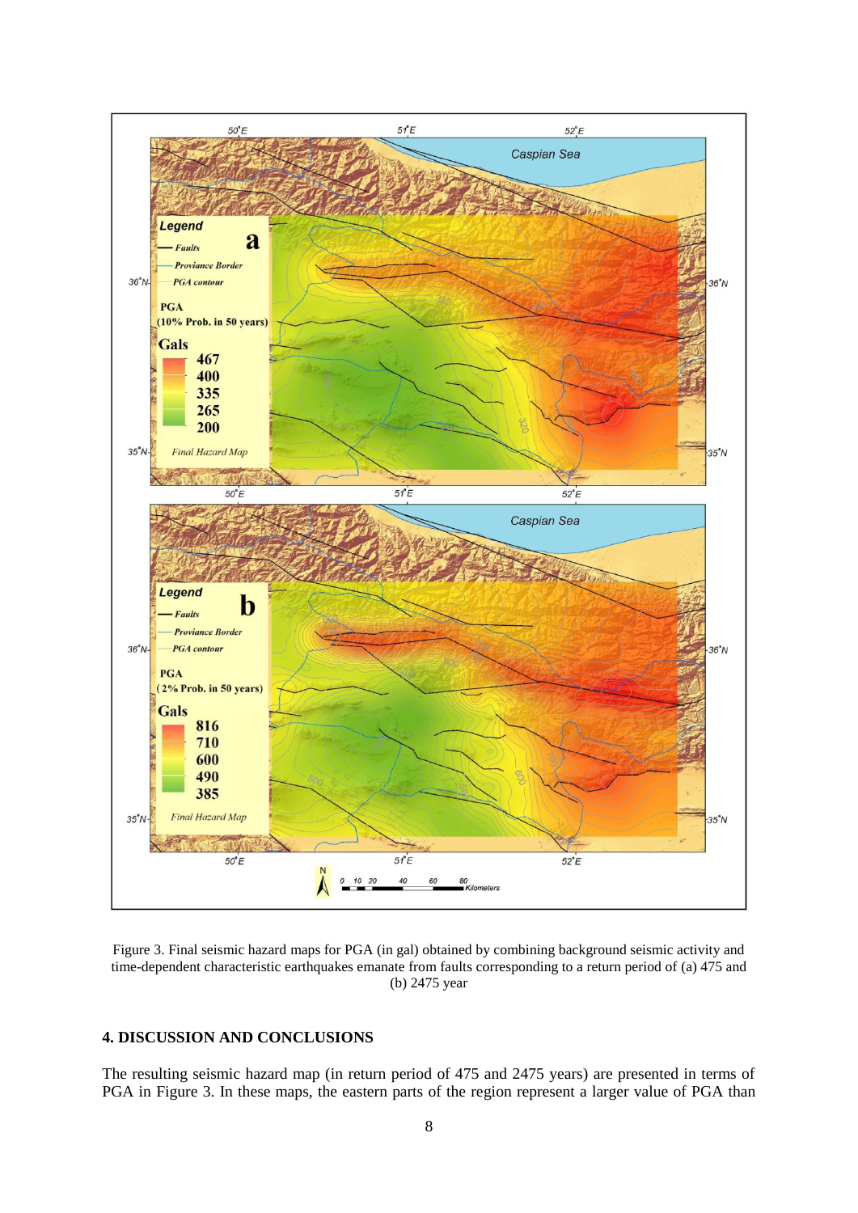Figure 3. Final seismic hazard maps for PGA (in gal) obtained by combining background seismic activity and time-dependent characteristic earthquakes emanate from faults corresponding to a return period of (a) 475 and (b) 2475 year

## 4. DISCUSSION AND CONCLUSIONS

The resulting seismic hazard map (in return period of 475 and 2475 years) are presented in terms of PGA in Figure 3. In these maps, the eastern parts of the region represent a larger value of PGA than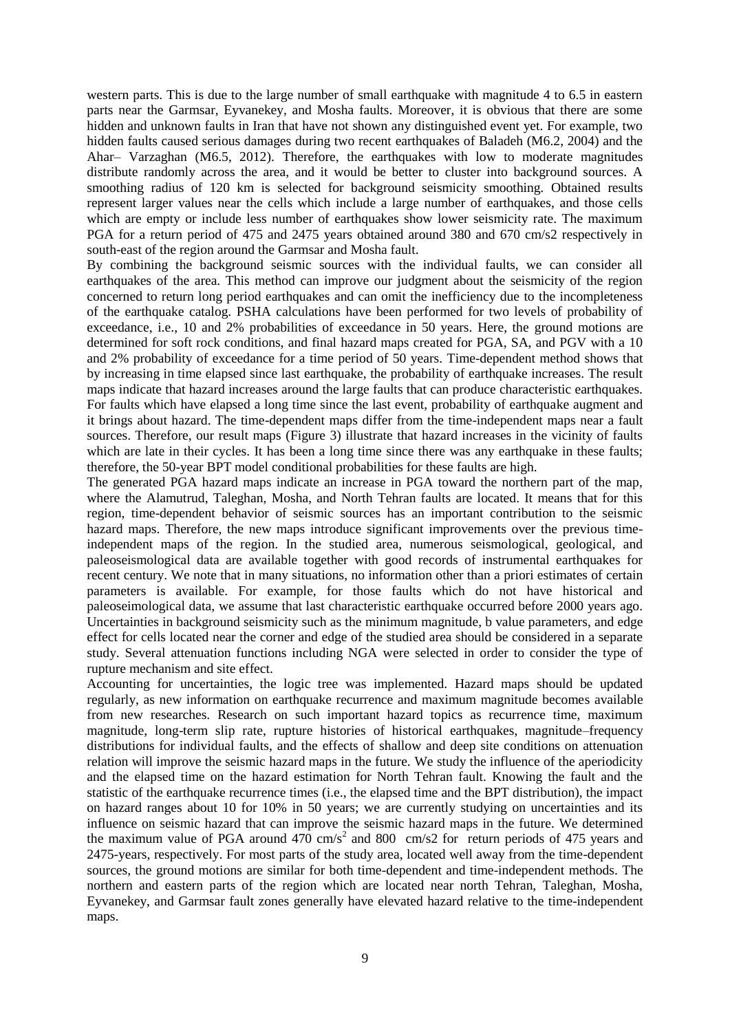western parts. This is due to the large number of small earthquake with magnitude 4 to 6.5 in eastern parts near the Garmsar, Eyvanekey, and Mosha faults. Moreover, it is obvious that there are some hidden and unknown faults in Iran that have not shown any distinguished event yet. For example, two hidden faults caused serious damages during two recent earthquakes of Baladeh (M6.2, 2004) and the Ahar– Varzaghan (M6.5, 2012). Therefore, the earthquakes with low to moderate magnitudes distribute randomly across the area, and it would be better to cluster into background sources. A smoothing radius of 120 km is selected for background seismicity smoothing. Obtained results represent larger values near the cells which include a large number of earthquakes, and those cells which are empty or include less number of earthquakes show lower seismicity rate. The maximum PGA for a return period of 475 and 2475 years obtained around 380 and 670 cm/s2 respectively in south-east of the region around the Garmsar and Mosha fault.

By combining the background seismic sources with the individual faults, we can consider all earthquakes of the area. This method can improve our judgment about the seismicity of the region concerned to return long period earthquakes and can omit the inefficiency due to the incompleteness of the earthquake catalog. PSHA calculations have been performed for two levels of probability of exceedance, i.e., 10 and 2% probabilities of exceedance in 50 years. Here, the ground motions are determined for soft rock conditions, and final hazard maps created for PGA, SA, and PGV with a 10 and 2% probability of exceedance for a time period of 50 years. Time-dependent method shows that by increasing in time elapsed since last earthquake, the probability of earthquake increases. The result maps indicate that hazard increases around the large faults that can produce characteristic earthquakes. For faults which have elapsed a long time since the last event, probability of earthquake augment and it brings about hazard. The time-dependent maps differ from the time-independent maps near a fault sources. Therefore, our result maps (Figure 3) illustrate that hazard increases in the vicinity of faults which are late in their cycles. It has been a long time since there was any earthquake in these faults; therefore, the 50-year BPT model conditional probabilities for these faults are high.

The generated PGA hazard maps indicate an increase in PGA toward the northern part of the map, where the Alamutrud, Taleghan, Mosha, and North Tehran faults are located. It means that for this region, time-dependent behavior of seismic sources has an important contribution to the seismic hazard maps. Therefore, the new maps introduce significant improvements over the previous time-independent maps of the region. In the studied area, numerous seismological, geological, and paleoseismological data are available together with good records of instrumental earthquakes for recent century. We note that in many situations, no information other than a priori estimates of certain parameters is available. For example, for those faults which do not have historical and paleoseimological data, we assume that last characteristic earthquake occurred before 2000 years ago. Uncertainties in background seismicity such as the minimum magnitude, b value parameters, and edge effect for cells located near the corner and edge of the studied area should be considered in a separate study. Several attenuation functions including NGA were selected in order to consider the type of rupture mechanism and site effect.

Accounting for uncertainties, the logic tree was implemented. Hazard maps should be updated regularly, as new information on earthquake recurrence and maximum magnitude becomes available from new researches. Research on such important hazard topics as recurrence time, maximum magnitude, long-term slip rate, rupture histories of historical earthquakes, magnitude–frequency distributions for individual faults, and the effects of shallow and deep site conditions on attenuation relation will improve the seismic hazard maps in the future. We study the influence of the aperiodicity and the elapsed time on the hazard estimation for North Tehran fault. Knowing the fault and the statistic of the earthquake recurrence times (i.e., the elapsed time and the BPT distribution), the impact on hazard ranges about 10 for 10% in 50 years; we are currently studying on uncertainties and its influence on seismic hazard that can improve the seismic hazard maps in the future. We determined the maximum value of PGA around 470 cm/s$^2$ and 800 cm/s2 for return periods of 475 years and 2475-years, respectively. For most parts of the study area, located well away from the time-dependent sources, the ground motions are similar for both time-dependent and time-independent methods. The northern and eastern parts of the region which are located near north Tehran, Taleghan, Mosha, Eyvanekey, and Garmsar fault zones generally have elevated hazard relative to the time-independent maps.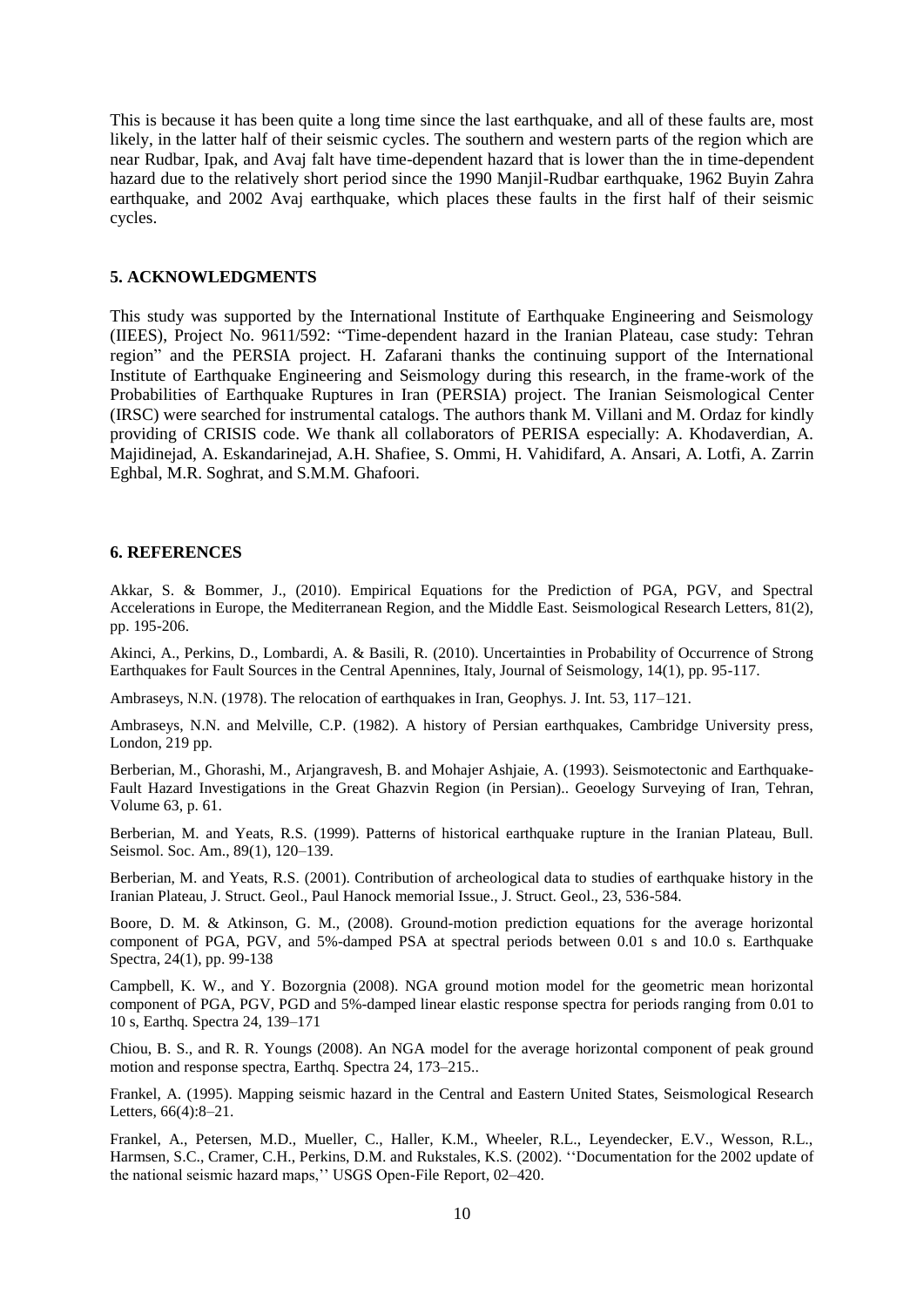This is because it has been quite a long time since the last earthquake, and all of these faults are, most likely, in the latter half of their seismic cycles. The southern and western parts of the region which are near Rudbar, Ipak, and Avaj falt have time-dependent hazard that is lower than the in time-dependent hazard due to the relatively short period since the 1990 Manjil-Rudbar earthquake, 1962 Buyin Zahra earthquake, and 2002 Avaj earthquake, which places these faults in the first half of their seismic cycles.

## 5. ACKNOWLEDGMENTS

This study was supported by the International Institute of Earthquake Engineering and Seismology (IIEES), Project No. 9611/592: "Time-dependent hazard in the Iranian Plateau, case study: Tehran region" and the PERSIA project. H. Zafarani thanks the continuing support of the International Institute of Earthquake Engineering and Seismology during this research, in the frame-work of the Probabilities of Earthquake Ruptures in Iran (PERSIA) project. The Iranian Seismological Center (IRSC) were searched for instrumental catalogs. The authors thank M. Villani and M. Ordaz for kindly providing of CRISIS code. We thank all collaborators of PERISA especially: A. Khodaverdian, A. Majidinejad, A. Eskandarinejad, A.H. Shafiee, S. Ommi, H. Vahidifard, A. Ansari, A. Lotfi, A. Zarrin Eghbal, M.R. Soghrat, and S.M.M. Ghafoori.

## 6. REFERENCES

Akkar, S. & Bommer, J., (2010). Empirical Equations for the Prediction of PGA, PGV, and Spectral Accelerations in Europe, the Mediterranean Region, and the Middle East. Seismological Research Letters, 81(2), pp. 195-206.

Akinci, A., Perkins, D., Lombardi, A. & Basili, R. (2010). Uncertainties in Probability of Occurrence of Strong Earthquakes for Fault Sources in the Central Apennines, Italy, Journal of Seismology, 14(1), pp. 95-117.

Ambraseys, N.N. (1978). The relocation of earthquakes in Iran, Geophys. J. Int. 53, 117–121.

Ambraseys, N.N. and Melville, C.P. (1982). A history of Persian earthquakes, Cambridge University press, London, 219 pp.

Berberian, M., Ghorashi, M., Arjangravesh, B. and Mohajer Ashjaie, A. (1993). Seismotectonic and Earthquake-Fault Hazard Investigations in the Great Ghazvin Region (in Persian).. Geoelogy Surveying of Iran, Tehran, Volume 63, p. 61.

Berberian, M. and Yeats, R.S. (1999). Patterns of historical earthquake rupture in the Iranian Plateau, Bull. Seismol. Soc. Am., 89(1), 120–139.

Berberian, M. and Yeats, R.S. (2001). Contribution of archeological data to studies of earthquake history in the Iranian Plateau, J. Struct. Geol., Paul Hanock memorial Issue., J. Struct. Geol., 23, 536-584.

Boore, D. M. & Atkinson, G. M., (2008). Ground-motion prediction equations for the average horizontal component of PGA, PGV, and 5%-damped PSA at spectral periods between 0.01 s and 10.0 s. Earthquake Spectra, 24(1), pp. 99-138

Campbell, K. W., and Y. Bozorgnia (2008). NGA ground motion model for the geometric mean horizontal component of PGA, PGV, PGD and 5%-damped linear elastic response spectra for periods ranging from 0.01 to 10 s, Earthq. Spectra 24, 139–171

Chiou, B. S., and R. R. Youngs (2008). An NGA model for the average horizontal component of peak ground motion and response spectra, Earthq. Spectra 24, 173–215..

Frankel, A. (1995). Mapping seismic hazard in the Central and Eastern United States, Seismological Research Letters, 66(4):8–21.

Frankel, A., Petersen, M.D., Mueller, C., Haller, K.M., Wheeler, R.L., Leyendecker, E.V., Wesson, R.L., Harmsen, S.C., Cramer, C.H., Perkins, D.M. and Rukstales, K.S. (2002). ''Documentation for the 2002 update of the national seismic hazard maps,'' USGS Open-File Report, 02–420.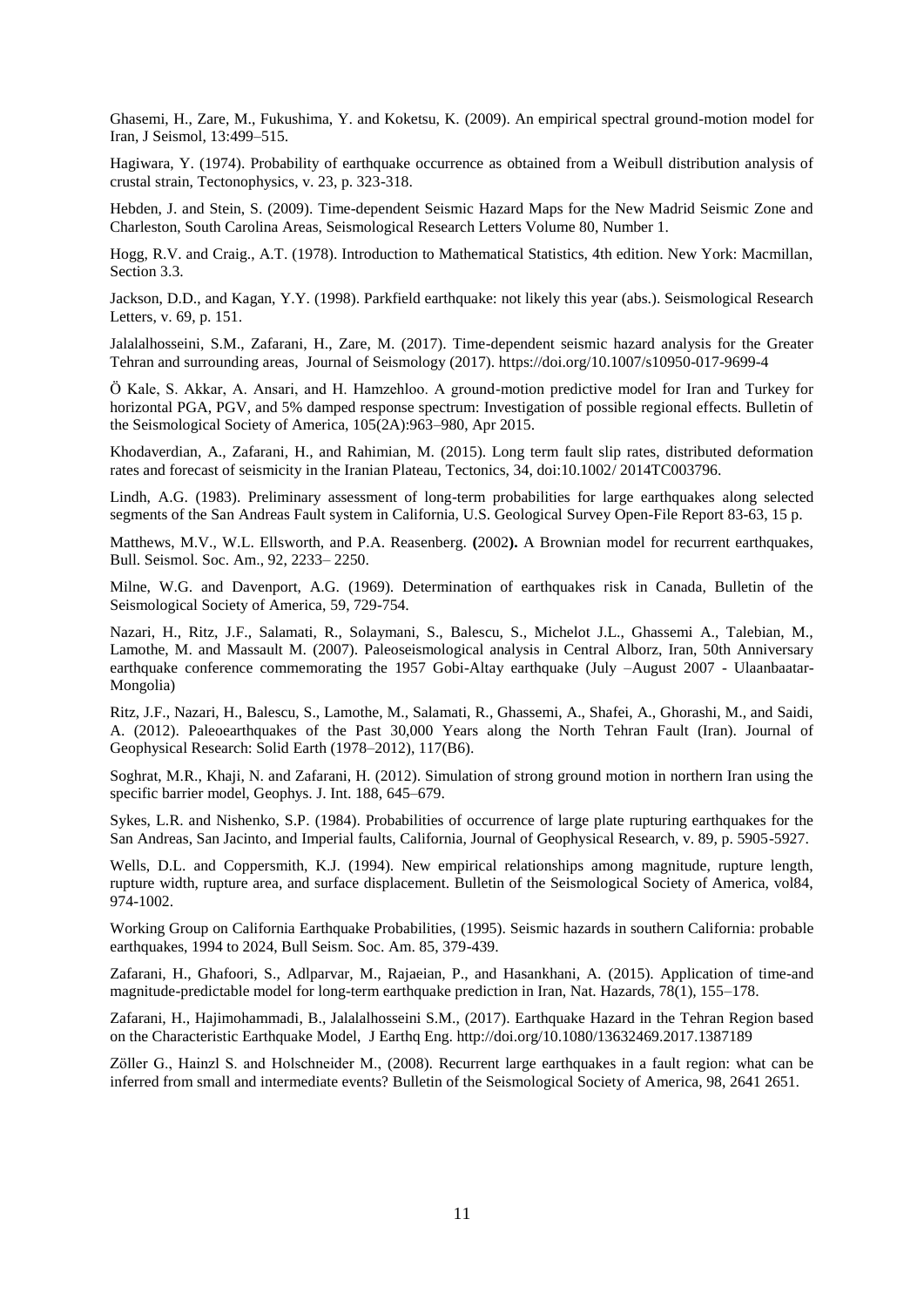Ghasemi, H., Zare, M., Fukushima, Y. and Koketsu, K. (2009). An empirical spectral ground-motion model for Iran, J Seismol, 13:499–515.

Hagiwara, Y. (1974). Probability of earthquake occurrence as obtained from a Weibull distribution analysis of crustal strain, Tectonophysics, v. 23, p. 323-318.

Hebden, J. and Stein, S. (2009). Time-dependent Seismic Hazard Maps for the New Madrid Seismic Zone and Charleston, South Carolina Areas, Seismological Research Letters Volume 80, Number 1.

Hogg, R.V. and Craig., A.T. (1978). Introduction to Mathematical Statistics, 4th edition. New York: Macmillan, Section 3.3.

Jackson, D.D., and Kagan, Y.Y. (1998). Parkfield earthquake: not likely this year (abs.). Seismological Research Letters, v. 69, p. 151.

Jalalalhosseini, S.M., Zafarani, H., Zare, M. (2017). Time-dependent seismic hazard analysis for the Greater Tehran and surrounding areas, Journal of Seismology (2017). https://doi.org/10.1007/s10950-017-9699-4

Ö Kale, S. Akkar, A. Ansari, and H. Hamzehloo. A ground-motion predictive model for Iran and Turkey for horizontal PGA, PGV, and 5% damped response spectrum: Investigation of possible regional effects. Bulletin of the Seismological Society of America, 105(2A):963–980, Apr 2015.

Khodaverdian, A., Zafarani, H., and Rahimian, M. (2015). Long term fault slip rates, distributed deformation rates and forecast of seismicity in the Iranian Plateau, Tectonics, 34, doi:10.1002/ 2014TC003796.

Lindh, A.G. (1983). Preliminary assessment of long-term probabilities for large earthquakes along selected segments of the San Andreas Fault system in California, U.S. Geological Survey Open-File Report 83-63, 15 p.

Matthews, M.V., W.L. Ellsworth, and P.A. Reasenberg. **(**2002**).** A Brownian model for recurrent earthquakes, Bull. Seismol. Soc. Am., 92, 2233– 2250.

Milne, W.G. and Davenport, A.G. (1969). Determination of earthquakes risk in Canada, Bulletin of the Seismological Society of America, 59, 729-754.

Nazari, H., Ritz, J.F., Salamati, R., Solaymani, S., Balescu, S., Michelot J.L., Ghassemi A., Talebian, M., Lamothe, M. and Massault M. (2007). Paleoseismological analysis in Central Alborz, Iran, 50th Anniversary earthquake conference commemorating the 1957 Gobi-Altay earthquake (July –August 2007 - Ulaanbaatar-Mongolia)

Ritz, J.F., Nazari, H., Balescu, S., Lamothe, M., Salamati, R., Ghassemi, A., Shafei, A., Ghorashi, M., and Saidi, A. (2012). Paleoearthquakes of the Past 30,000 Years along the North Tehran Fault (Iran). Journal of Geophysical Research: Solid Earth (1978–2012), 117(B6).

Soghrat, M.R., Khaji, N. and Zafarani, H. (2012). Simulation of strong ground motion in northern Iran using the specific barrier model, Geophys. J. Int. 188, 645–679.

Sykes, L.R. and Nishenko, S.P. (1984). Probabilities of occurrence of large plate rupturing earthquakes for the San Andreas, San Jacinto, and Imperial faults, California, Journal of Geophysical Research, v. 89, p. 5905-5927.

Wells, D.L. and Coppersmith, K.J. (1994). New empirical relationships among magnitude, rupture length, rupture width, rupture area, and surface displacement. Bulletin of the Seismological Society of America, vol84, 974-1002.

Working Group on California Earthquake Probabilities, (1995). Seismic hazards in southern California: probable earthquakes, 1994 to 2024, Bull Seism. Soc. Am. 85, 379-439.

Zafarani, H., Ghafoori, S., Adlparvar, M., Rajaeian, P., and Hasankhani, A. (2015). Application of time-and magnitude-predictable model for long-term earthquake prediction in Iran, Nat. Hazards, 78(1), 155–178.

Zafarani, H., Hajimohammadi, B., Jalalalhosseini S.M., (2017). Earthquake Hazard in the Tehran Region based on the Characteristic Earthquake Model, J Earthq Eng. http://doi.org/10.1080/13632469.2017.1387189

Zöller G., Hainzl S. and Holschneider M., (2008). Recurrent large earthquakes in a fault region: what can be inferred from small and intermediate events? Bulletin of the Seismological Society of America, 98, 2641 2651.